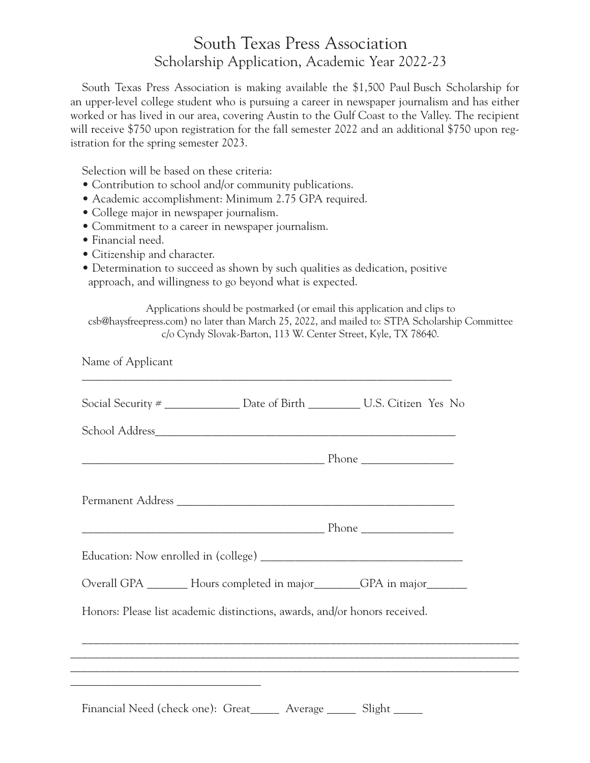# South Texas Press Association

## Scholarship Application, Academic Year 2022-23

South Texas Press Association is making available the $1,500 Paul Busch Scholarship for an upper-level college student who is pursuing a career in newspaper journalism and has either worked or has lived in our area, covering Austin to the Gulf Coast to the Valley. The recipient will receive $750 upon registration for the fall semester 2022 and an additional $750 upon registration for the spring semester 2023.

Selection will be based on these criteria:

- Contribution to school and/or community publications.
- Academic accomplishment: Minimum 2.75 GPA required.
- College major in newspaper journalism.
- Commitment to a career in newspaper journalism.
- Financial need.
- Citizenship and character.
- Determination to succeed as shown by such qualities as dedication, positive approach, and willingness to go beyond what is expected.

Applications should be postmarked (or email this application and clips to csb@haysfreepress.com) no later than March 25, 2022, and mailed to: STPA Scholarship Committee c/o Cyndy Slovak-Barton, 113 W. Center Street, Kyle, TX 78640.

Name of Applicant

______________________________________________________________

Social Security # ____________ Date of Birth ________ U.S. Citizen Yes No

School Address______________________________________________

____________________________________ Phone ______________

Permanent Address ___________________________________________

____________________________________ Phone ______________

Education: Now enrolled in (college) ______________________________

Overall GPA _______ Hours completed in major________GPA in major_______

Honors: Please list academic distinctions, awards, and/or honors received.

______________________________________________________________________

______________________________________________________________________

______________________________________________________________________

______________________________

Financial Need (check one): Great_____ Average _____ Slight _____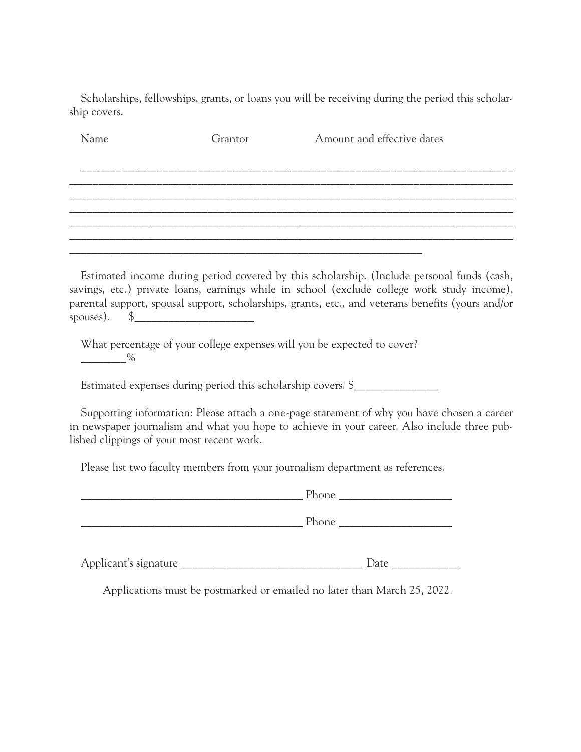Scholarships, fellowships, grants, or loans you will be receiving during the period this scholarship covers.

| Name | Grantor | Amount and effective dates |
|---|---|---|
| | | |

_____________________________________________________________________________
_____________________________________________________________________________
_____________________________________________________________________________
_____________________________________________________________________________
_____________________________________________________________________________
_____________________________________________________________________________
______________________________________________________________

Estimated income during period covered by this scholarship. (Include personal funds (cash, savings, etc.) private loans, earnings while in school (exclude college work study income), parental support, spousal support, scholarships, grants, etc., and veterans benefits (yours and/or spouses). $____________________

What percentage of your college expenses will you be expected to cover?
________%

Estimated expenses during period this scholarship covers. $______________

Supporting information: Please attach a one-page statement of why you have chosen a career in newspaper journalism and what you hope to achieve in your career. Also include three published clippings of your most recent work.

Please list two faculty members from your journalism department as references.

_______________________________________ Phone ____________________

_______________________________________ Phone ____________________

Applicant's signature ________________________________ Date ____________

Applications must be postmarked or emailed no later than March 25, 2022.